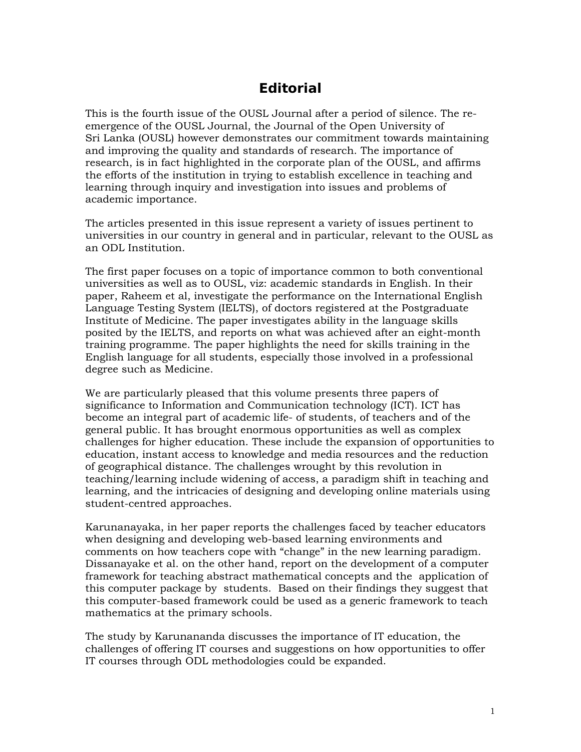# Editorial

This is the fourth issue of the OUSL Journal after a period of silence. The re-emergence of the OUSL Journal, the Journal of the Open University of Sri Lanka (OUSL) however demonstrates our commitment towards maintaining and improving the quality and standards of research. The importance of research, is in fact highlighted in the corporate plan of the OUSL, and affirms the efforts of the institution in trying to establish excellence in teaching and learning through inquiry and investigation into issues and problems of academic importance.

The articles presented in this issue represent a variety of issues pertinent to universities in our country in general and in particular, relevant to the OUSL as an ODL Institution.

The first paper focuses on a topic of importance common to both conventional universities as well as to OUSL, viz: academic standards in English. In their paper, Raheem et al, investigate the performance on the International English Language Testing System (IELTS), of doctors registered at the Postgraduate Institute of Medicine. The paper investigates ability in the language skills posited by the IELTS, and reports on what was achieved after an eight-month training programme. The paper highlights the need for skills training in the English language for all students, especially those involved in a professional degree such as Medicine.

We are particularly pleased that this volume presents three papers of significance to Information and Communication technology (ICT). ICT has become an integral part of academic life- of students, of teachers and of the general public. It has brought enormous opportunities as well as complex challenges for higher education. These include the expansion of opportunities to education, instant access to knowledge and media resources and the reduction of geographical distance. The challenges wrought by this revolution in teaching/learning include widening of access, a paradigm shift in teaching and learning, and the intricacies of designing and developing online materials using student-centred approaches.

Karunanayaka, in her paper reports the challenges faced by teacher educators when designing and developing web-based learning environments and comments on how teachers cope with "change" in the new learning paradigm. Dissanayake et al. on the other hand, report on the development of a computer framework for teaching abstract mathematical concepts and the application of this computer package by students. Based on their findings they suggest that this computer-based framework could be used as a generic framework to teach mathematics at the primary schools.

The study by Karunananda discusses the importance of IT education, the challenges of offering IT courses and suggestions on how opportunities to offer IT courses through ODL methodologies could be expanded.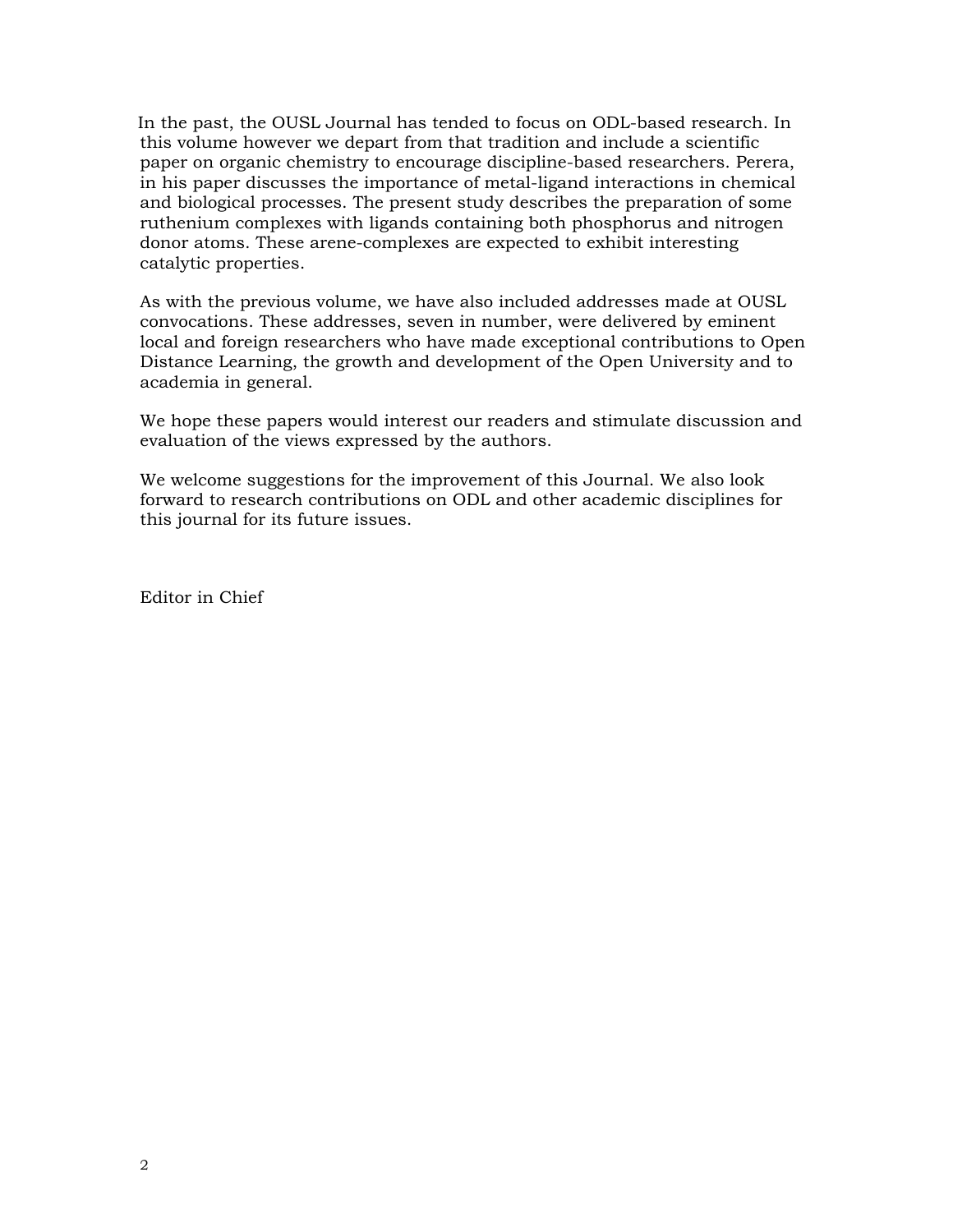In the past, the OUSL Journal has tended to focus on ODL-based research. In this volume however we depart from that tradition and include a scientific paper on organic chemistry to encourage discipline-based researchers. Perera, in his paper discusses the importance of metal-ligand interactions in chemical and biological processes. The present study describes the preparation of some ruthenium complexes with ligands containing both phosphorus and nitrogen donor atoms. These arene-complexes are expected to exhibit interesting catalytic properties.

As with the previous volume, we have also included addresses made at OUSL convocations. These addresses, seven in number, were delivered by eminent local and foreign researchers who have made exceptional contributions to Open Distance Learning, the growth and development of the Open University and to academia in general.

We hope these papers would interest our readers and stimulate discussion and evaluation of the views expressed by the authors.

We welcome suggestions for the improvement of this Journal. We also look forward to research contributions on ODL and other academic disciplines for this journal for its future issues.

Editor in Chief